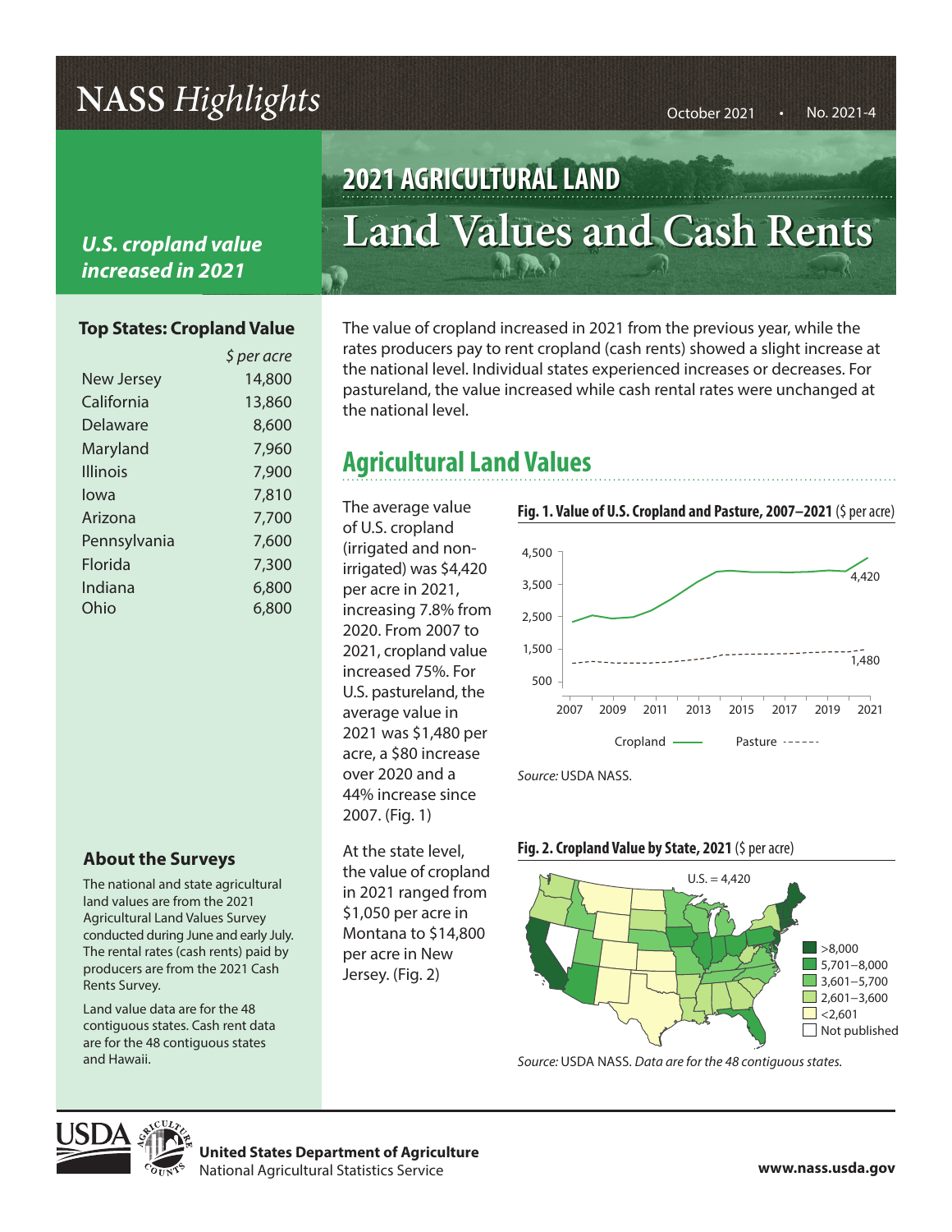# NASS *Highlights*

October 2021 • No. 2021-4

## 2021 AGRICULTURAL LAND

# Land Values and Cash Rents

***U.S. cropland value increased in 2021***

### Top States: Cropland Value

| | *$ per acre* |
|---|---|
| New Jersey | 14,800 |
| California | 13,860 |
| Delaware | 8,600 |
| Maryland | 7,960 |
| Illinois | 7,900 |
| Iowa | 7,810 |
| Arizona | 7,700 |
| Pennsylvania | 7,600 |
| Florida | 7,300 |
| Indiana | 6,800 |
| Ohio | 6,800 |

The value of cropland increased in 2021 from the previous year, while the rates producers pay to rent cropland (cash rents) showed a slight increase at the national level. Individual states experienced increases or decreases. For pastureland, the value increased while cash rental rates were unchanged at the national level.

## Agricultural Land Values

The average value of U.S. cropland (irrigated and non-irrigated) was $4,420 per acre in 2021, increasing 7.8% from 2020. From 2007 to 2021, cropland value increased 75%. For U.S. pastureland, the average value in 2021 was $1,480 per acre, a $80 increase over 2020 and a 44% increase since 2007. (Fig. 1)

**Fig. 1. Value of U.S. Cropland and Pasture, 2007–2021** ($ per acre)

Source: USDA NASS.

At the state level, the value of cropland in 2021 ranged from $1,050 per acre in Montana to $14,800 per acre in New Jersey. (Fig. 2)

**Fig. 2. Cropland Value by State, 2021** ($ per acre)

*Source:* USDA NASS. *Data are for the 48 contiguous states.*

### About the Surveys

The national and state agricultural land values are from the 2021 Agricultural Land Values Survey conducted during June and early July. The rental rates (cash rents) paid by producers are from the 2021 Cash Rents Survey.

Land value data are for the 48 contiguous states. Cash rent data are for the 48 contiguous states and Hawaii.

**United States Department of Agriculture**
National Agricultural Statistics Service

**www.nass.usda.gov**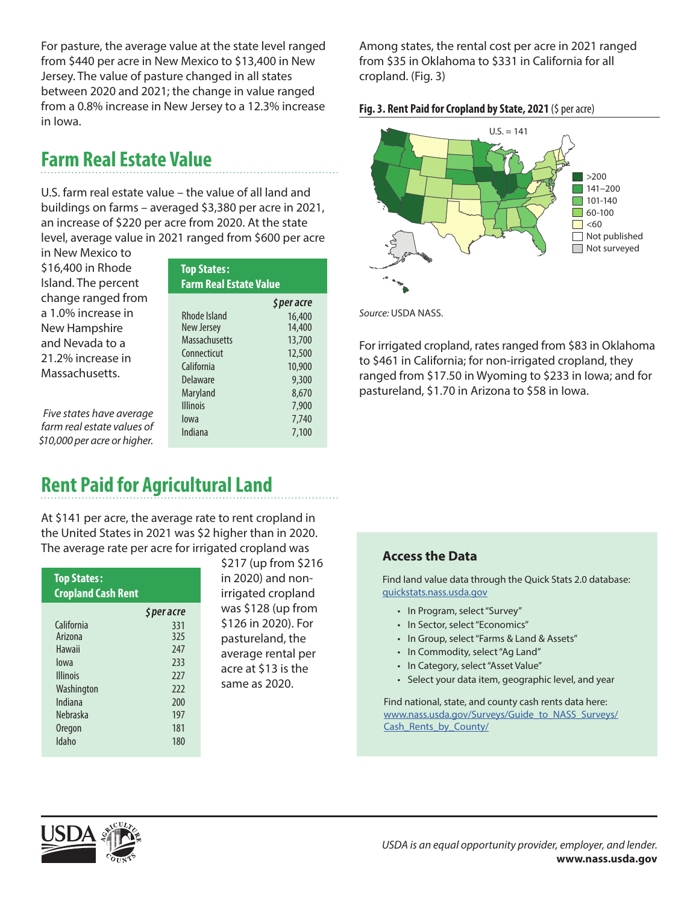For pasture, the average value at the state level ranged from $440 per acre in New Mexico to $13,400 in New Jersey. The value of pasture changed in all states between 2020 and 2021; the change in value ranged from a 0.8% increase in New Jersey to a 12.3% increase in Iowa.

## Farm Real Estate Value

U.S. farm real estate value – the value of all land and buildings on farms – averaged $3,380 per acre in 2021, an increase of $220 per acre from 2020. At the state level, average value in 2021 ranged from $600 per acre in New Mexico to $16,400 in Rhode Island. The percent change ranged from a 1.0% increase in New Hampshire and Nevada to a 21.2% increase in Massachusetts.

*Five states have average farm real estate values of $10,000 per acre or higher.*

**Top States: Farm Real Estate Value**

| | *$ per acre* |
|---|---|
| Rhode Island | 16,400 |
| New Jersey | 14,400 |
| Massachusetts | 13,700 |
| Connecticut | 12,500 |
| California | 10,900 |
| Delaware | 9,300 |
| Maryland | 8,670 |
| Illinois | 7,900 |
| Iowa | 7,740 |
| Indiana | 7,100 |

## Rent Paid for Agricultural Land

At $141 per acre, the average rate to rent cropland in the United States in 2021 was $2 higher than in 2020. The average rate per acre for irrigated cropland was $217 (up from $216 in 2020) and non-irrigated cropland was $128 (up from $126 in 2020). For pastureland, the average rental per acre at $13 is the same as 2020.

**Top States: Cropland Cash Rent**

| | *$ per acre* |
|---|---|
| California | 331 |
| Arizona | 325 |
| Hawaii | 247 |
| Iowa | 233 |
| Illinois | 227 |
| Washington | 222 |
| Indiana | 200 |
| Nebraska | 197 |
| Oregon | 181 |
| Idaho | 180 |

Among states, the rental cost per acre in 2021 ranged from $35 in Oklahoma to $331 in California for all cropland. (Fig. 3)

**Fig. 3. Rent Paid for Cropland by State, 2021** ($ per acre)

U.S. = 141

>200
141–200
101-140
60-100
<60
Not published
Not surveyed

*Source:* USDA NASS.

For irrigated cropland, rates ranged from $83 in Oklahoma to $461 in California; for non-irrigated cropland, they ranged from $17.50 in Wyoming to $233 in Iowa; and for pastureland, $1.70 in Arizona to $58 in Iowa.

### Access the Data

Find land value data through the Quick Stats 2.0 database: quickstats.nass.usda.gov

- In Program, select "Survey"
- In Sector, select "Economics"
- In Group, select "Farms & Land & Assets"
- In Commodity, select "Ag Land"
- In Category, select "Asset Value"
- Select your data item, geographic level, and year

Find national, state, and county cash rents data here: www.nass.usda.gov/Surveys/Guide_to_NASS_Surveys/Cash_Rents_by_County/

*USDA is an equal opportunity provider, employer, and lender.*
**www.nass.usda.gov**